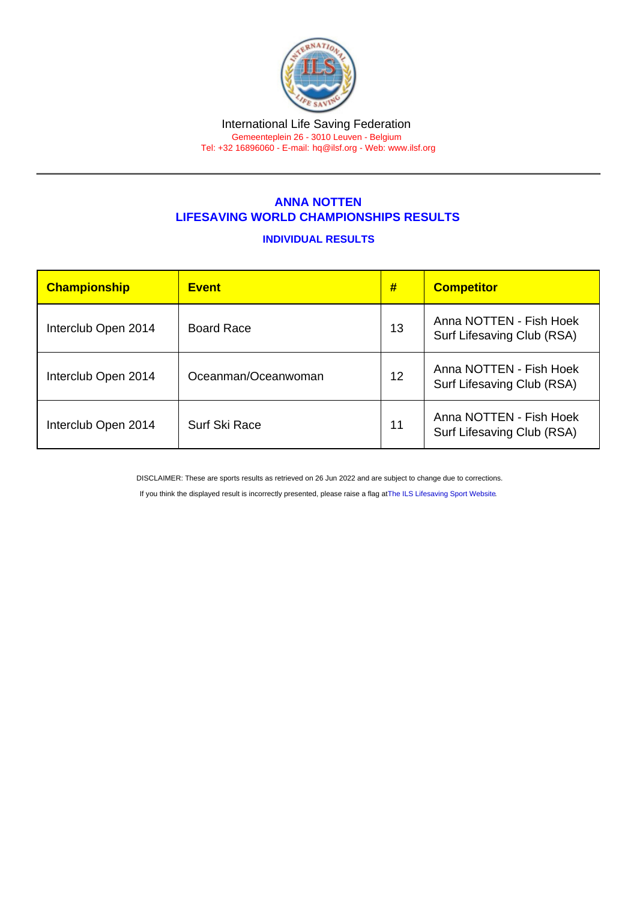International Life Saving Federation

Gemeenteplein 26 - 3010 Leuven - Belgium

Tel: +32 16896060 - E-mail: hq@ilsf.org - Web: www.ilsf.org

## ANNA NOTTEN
## LIFESAVING WORLD CHAMPIONSHIPS RESULTS

### INDIVIDUAL RESULTS

| Championship | Event | # | Competitor |
|---|---|---|---|
| Interclub Open 2014 | Board Race | 13 | Anna NOTTEN - Fish Hoek Surf Lifesaving Club (RSA) |
| Interclub Open 2014 | Oceanman/Oceanwoman | 12 | Anna NOTTEN - Fish Hoek Surf Lifesaving Club (RSA) |
| Interclub Open 2014 | Surf Ski Race | 11 | Anna NOTTEN - Fish Hoek Surf Lifesaving Club (RSA) |

DISCLAIMER: These are sports results as retrieved on 26 Jun 2022 and are subject to change due to corrections.

If you think the displayed result is incorrectly presented, please raise a flag at The ILS Lifesaving Sport Website.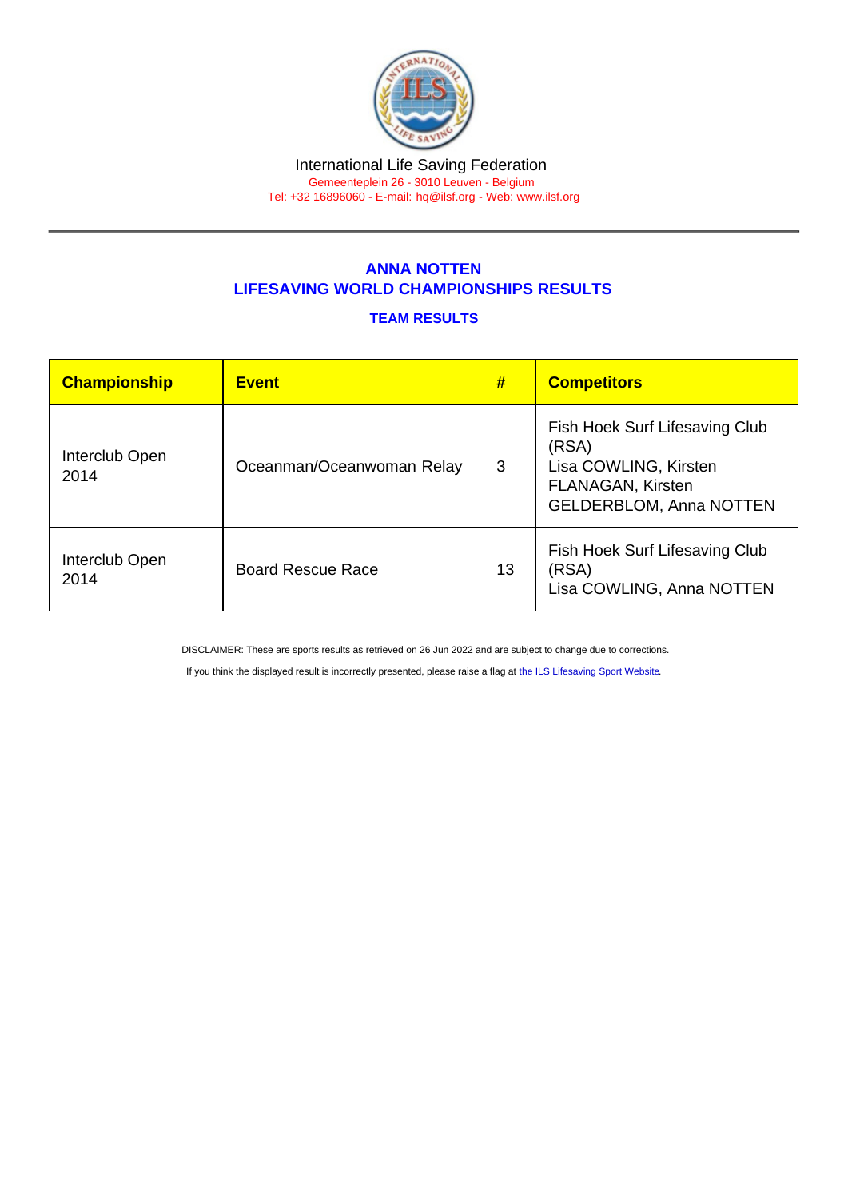International Life Saving Federation
Gemeenteplein 26 - 3010 Leuven - Belgium
Tel: +32 16896060 - E-mail: hq@ilsf.org - Web: www.ilsf.org

## ANNA NOTTEN
## LIFESAVING WORLD CHAMPIONSHIPS RESULTS

### TEAM RESULTS

| Championship | Event | # | Competitors |
|---|---|---|---|
| Interclub Open 2014 | Oceanman/Oceanwoman Relay | 3 | Fish Hoek Surf Lifesaving Club (RSA) Lisa COWLING, Kirsten FLANAGAN, Kirsten GELDERBLOM, Anna NOTTEN |
| Interclub Open 2014 | Board Rescue Race | 13 | Fish Hoek Surf Lifesaving Club (RSA) Lisa COWLING, Anna NOTTEN |

DISCLAIMER: These are sports results as retrieved on 26 Jun 2022 and are subject to change due to corrections.

If you think the displayed result is incorrectly presented, please raise a flag at the ILS Lifesaving Sport Website.